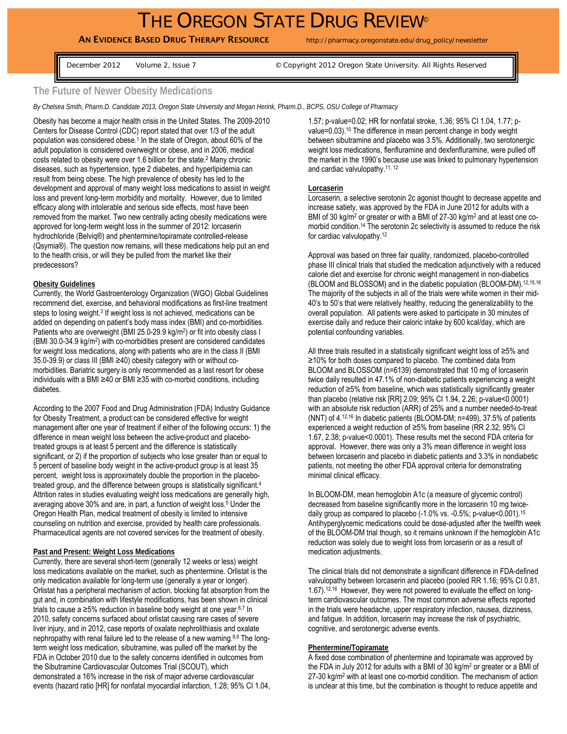# THE OREGON STATE DRUG REVIEW©

**AN EVIDENCE BASED DRUG THERAPY RESOURCE** http://pharmacy.oregonstate.edu/drug_policy/newsletter

December 2012 Volume 2, Issue 7 © Copyright 2012 Oregon State University. All Rights Reserved

## The Future of Newer Obesity Medications

*By Chelsea Smith, Pharm.D. Candidate 2013, Oregon State University and Megan Herink, Pharm.D., BCPS, OSU College of Pharmacy*

Obesity has become a major health crisis in the United States. The 2009-2010 Centers for Disease Control (CDC) report stated that over 1/3 of the adult population was considered obese.[1] In the state of Oregon, about 60% of the adult population is considered overweight or obese, and in 2006, medical costs related to obesity were over 1.6 billion for the state.[2] Many chronic diseases, such as hypertension, type 2 diabetes, and hyperlipidemia can result from being obese. The high prevalence of obesity has led to the development and approval of many weight loss medications to assist in weight loss and prevent long-term morbidity and mortality. However, due to limited efficacy along with intolerable and serious side effects, most have been removed from the market. Two new centrally acting obesity medications were approved for long-term weight loss in the summer of 2012: lorcaserin hydrochloride (Belviq®) and phentermine/topiramate controlled-release (Qsymia®). The question now remains, will these medications help put an end to the health crisis, or will they be pulled from the market like their predecessors?

### Obesity Guidelines

Currently, the World Gastroenterology Organization (WGO) Global Guidelines recommend diet, exercise, and behavioral modifications as first-line treatment steps to losing weight.[3] If weight loss is not achieved, medications can be added on depending on patient's body mass index (BMI) and co-morbidities. Patients who are overweight (BMI 25.0-29.9 kg/m$^2$) or fit into obesity class I (BMI 30.0-34.9 kg/m$^2$) with co-morbidities present are considered candidates for weight loss medications, along with patients who are in the class II (BMI 35.0-39.9) or class III (BMI ≥40) obesity category with or without co-morbidities. Bariatric surgery is only recommended as a last resort for obese individuals with a BMI ≥40 or BMI ≥35 with co-morbid conditions, including diabetes.

According to the 2007 Food and Drug Administration (FDA) Industry Guidance for Obesity Treatment, a product can be considered effective for weight management after one year of treatment if either of the following occurs: 1) the difference in mean weight loss between the active-product and placebo-treated groups is at least 5 percent and the difference is statistically significant, or 2) if the proportion of subjects who lose greater than or equal to 5 percent of baseline body weight in the active-product group is at least 35 percent, weight loss is approximately double the proportion in the placebo-treated group, and the difference between groups is statistically significant.[4] Attrition rates in studies evaluating weight loss medications are generally high, averaging above 30% and are, in part, a function of weight loss.[5] Under the Oregon Health Plan, medical treatment of obesity is limited to intensive counseling on nutrition and exercise, provided by health care professionals. Pharmaceutical agents are not covered services for the treatment of obesity.

### Past and Present: Weight Loss Medications

Currently, there are several short-term (generally 12 weeks or less) weight loss medications available on the market, such as phentermine. Orlistat is the only medication available for long-term use (generally a year or longer). Orlistat has a peripheral mechanism of action, blocking fat absorption from the gut and, in combination with lifestyle modifications, has been shown in clinical trials to cause a ≥5% reduction in baseline body weight at one year.[6,7] In 2010, safety concerns surfaced about orlistat causing rare cases of severe liver injury, and in 2012, case reports of oxalate nephrolithiasis and oxalate nephropathy with renal failure led to the release of a new warning.[8,9] The long-term weight loss medication, sibutramine, was pulled off the market by the FDA in October 2010 due to the safety concerns identified in outcomes from the Sibutramine Cardiovascular Outcomes Trial (SCOUT), which demonstrated a 16% increase in the risk of major adverse cardiovascular events (hazard ratio [HR] for nonfatal myocardial infarction, 1.28; 95% CI 1.04, 1.57; p-value=0.02; HR for nonfatal stroke, 1.36; 95% CI 1.04, 1.77; p-value=0.03).[10] The difference in mean percent change in body weight between sibutramine and placebo was 3.5%. Additionally, two serotonergic weight loss medications, flenfluramine and dexfenfluramine, were pulled off the market in the 1990's because use was linked to pulmonary hypertension and cardiac valvulopathy.[11, 12]

### Lorcaserin

Lorcaserin, a selective serotonin 2c agonist thought to decrease appetite and increase satiety, was approved by the FDA in June 2012 for adults with a BMI of 30 kg/m$^2$ or greater or with a BMI of 27-30 kg/m$^2$ and at least one co-morbid condition.[14] The serotonin 2c selectivity is assumed to reduce the risk for cardiac valvulopathy.[12]

Approval was based on three fair quality, randomized, placebo-controlled phase III clinical trials that studied the medication adjunctively with a reduced calorie diet and exercise for chronic weight management in non-diabetics (BLOOM and BLOSSOM) and in the diabetic population (BLOOM-DM).[12,15,16] The majority of the subjects in all of the trials were white women in their mid-40's to 50's that were relatively healthy, reducing the generalizability to the overall population. All patients were asked to participate in 30 minutes of exercise daily and reduce their caloric intake by 600 kcal/day, which are potential confounding variables.

All three trials resulted in a statistically significant weight loss of ≥5% and ≥10% for both doses compared to placebo. The combined data from BLOOM and BLOSSOM (n=6139) demonstrated that 10 mg of lorcaserin twice daily resulted in 47.1% of non-diabetic patients experiencing a weight reduction of ≥5% from baseline, which was statistically significantly greater than placebo (relative risk [RR] 2.09; 95% CI 1.94, 2.26; p-value<0.0001) with an absolute risk reduction (ARR) of 25% and a number needed-to-treat (NNT) of 4.[12,16] In diabetic patients (BLOOM-DM; n=499), 37.5% of patients experienced a weight reduction of ≥5% from baseline (RR 2.32; 95% CI 1.67, 2.38; p-value<0.0001). These results met the second FDA criteria for approval. However, there was only a 3% mean difference in weight loss between lorcaserin and placebo in diabetic patients and 3.3% in nondiabetic patients, not meeting the other FDA approval criteria for demonstrating minimal clinical efficacy.

In BLOOM-DM, mean hemoglobin A1c (a measure of glycemic control) decreased from baseline significantly more in the lorcaserin 10 mg twice-daily group as compared to placebo (-1.0% vs. -0.5%; p-value<0.001).[15] Antihyperglycemic medications could be dose-adjusted after the twelfth week of the BLOOM-DM trial though, so it remains unknown if the hemoglobin A1c reduction was solely due to weight loss from lorcaserin or as a result of medication adjustments.

The clinical trials did not demonstrate a significant difference in FDA-defined valvulopathy between lorcaserin and placebo (pooled RR 1.16; 95% CI 0.81, 1.67).[12,16] However, they were not powered to evaluate the effect on long-term cardiovascular outcomes. The most common adverse effects reported in the trials were headache, upper respiratory infection, nausea, dizziness, and fatigue. In addition, lorcaserin may increase the risk of psychiatric, cognitive, and serotonergic adverse events.

### Phentermine/Topiramate

A fixed dose combination of phentermine and topiramate was approved by the FDA in July 2012 for adults with a BMI of 30 kg/m$^2$ or greater or a BMI of 27-30 kg/m$^2$ with at least one co-morbid condition. The mechanism of action is unclear at this time, but the combination is thought to reduce appetite and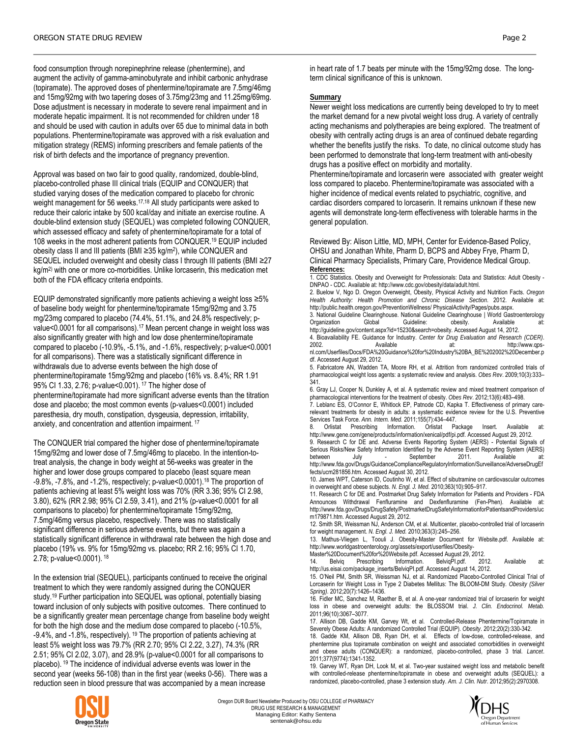food consumption through norepinephrine release (phentermine), and augment the activity of gamma-aminobutyrate and inhibit carbonic anhydrase (topiramate). The approved doses of phentermine/topiramate are 7.5mg/46mg and 15mg/92mg with two tapering doses of 3.75mg/23mg and 11.25mg/69mg. Dose adjustment is necessary in moderate to severe renal impairment and in moderate hepatic impairment. It is not recommended for children under 18 and should be used with caution in adults over 65 due to minimal data in both populations. Phentermine/topiramate was approved with a risk evaluation and mitigation strategy (REMS) informing prescribers and female patients of the risk of birth defects and the importance of pregnancy prevention.

Approval was based on two fair to good quality, randomized, double-blind, placebo-controlled phase III clinical trials (EQUIP and CONQUER) that studied varying doses of the medication compared to placebo for chronic weight management for 56 weeks.[17,18] All study participants were asked to reduce their caloric intake by 500 kcal/day and initiate an exercise routine. A double-blind extension study (SEQUEL) was completed following CONQUER, which assessed efficacy and safety of phentermine/topiramate for a total of 108 weeks in the most adherent patients from CONQUER.[19] EQUIP included obesity class II and III patients (BMI ≥35 kg/m$^2$), while CONQUER and SEQUEL included overweight and obesity class I through III patients (BMI ≥27 kg/m$^2$) with one or more co-morbidities. Unlike lorcaserin, this medication met both of the FDA efficacy criteria endpoints.

EQUIP demonstrated significantly more patients achieving a weight loss ≥5% of baseline body weight for phentermine/topiramate 15mg/92mg and 3.75 mg/23mg compared to placebo (74.4%, 51.1%, and 24.8% respectively; p-value<0.0001 for all comparisons).[17] Mean percent change in weight loss was also significantly greater with high and low dose phentermine/topiramate compared to placebo (-10.9%, -5.1%, and -1.6%, respectively; p-value<0.0001 for all comparisons). There was a statistically significant difference in withdrawals due to adverse events between the high dose of phentermine/topiramate 15mg/92mg and placebo (16% vs. 8.4%; RR 1.91 95% CI 1.33, 2.76; p-value<0.001).[17] The higher dose of phentermine/topiramate had more significant adverse events than the titration dose and placebo; the most common events (p-values<0.0001) included paresthesia, dry mouth, constipation, dysgeusia, depression, irritability, anxiety, and concentration and attention impairment.[17]

The CONQUER trial compared the higher dose of phentermine/topiramate 15mg/92mg and lower dose of 7.5mg/46mg to placebo. In the intention-to-treat analysis, the change in body weight at 56-weeks was greater in the higher and lower dose groups compared to placebo (least square mean -9.8%, -7.8%, and -1.2%, respectively; p-value<0.0001).[18] The proportion of patients achieving at least 5% weight loss was 70% (RR 3.36; 95% CI 2.98, 3.80), 62% (RR 2.98; 95% CI 2.59, 3.41), and 21% (p-value<0.0001 for all comparisons to placebo) for phentermine/topiramate 15mg/92mg, 7.5mg/46mg versus placebo, respectively. There was no statistically significant difference in serious adverse events, but there was again a statistically significant difference in withdrawal rate between the high dose and placebo (19% vs. 9% for 15mg/92mg vs. placebo; RR 2.16; 95% CI 1.70, 2.78; p-value<0.0001).[18]

In the extension trial (SEQUEL), participants continued to receive the original treatment to which they were randomly assigned during the CONQUER study.[19] Further participation into SEQUEL was optional, potentially biasing toward inclusion of only subjects with positive outcomes. There continued to be a significantly greater mean percentage change from baseline body weight for both the high dose and the medium dose compared to placebo (-10.5%, -9.4%, and -1.8%, respectively).[19] The proportion of patients achieving at least 5% weight loss was 79.7% (RR 2.70; 95% CI 2.22, 3.27), 74.3% (RR 2.51; 95% CI 2.02, 3.07), and 28.9% (p-value<0.0001 for all comparisons to placebo).[19] The incidence of individual adverse events was lower in the second year (weeks 56-108) than in the first year (weeks 0-56). There was a reduction seen in blood pressure that was accompanied by a mean increase in heart rate of 1.7 beats per minute with the 15mg/92mg dose. The long-term clinical significance of this is unknown.

**Summary**

Newer weight loss medications are currently being developed to try to meet the market demand for a new pivotal weight loss drug. A variety of centrally acting mechanisms and polytherapies are being explored. The treatment of obesity with centrally acting drugs is an area of continued debate regarding whether the benefits justify the risks. To date, no clinical outcome study has been performed to demonstrate that long-term treatment with anti-obesity drugs has a positive effect on morbidity and mortality.

Phentermine/topiramate and lorcaserin were associated with greater weight loss compared to placebo. Phentermine/topiramate was associated with a higher incidence of medical events related to psychiatric, cognitive, and cardiac disorders compared to lorcaserin. It remains unknown if these new agents will demonstrate long-term effectiveness with tolerable harms in the general population.

Reviewed By: Alison Little, MD, MPH, Center for Evidence-Based Policy, OHSU and Jonathan White, Pharm D, BCPS and Abbey Frye, Pharm D, Clinical Pharmacy Specialists, Primary Care, Providence Medical Group.

**References:**

1. CDC Statistics. Obesity and Overweight for Professionals: Data and Statistics: Adult Obesity - DNPAO - CDC. Available at: http://www.cdc.gov/obesity/data/adult.html.
2. Buelow V, Ngo D. Oregon Overweight, Obesity, Physical Activity and Nutrition Facts. *Oregon Health Authority: Health Promotion and Chronic Disease Section*. 2012. Available at: http://public.health.oregon.gov/PreventionWellness/ PhysicalActivity/Pages/pubs.aspx.
3. National Guideline Clearinghouse. National Guideline Clearinghouse | World Gastroenterology Organization Global Guideline: obesity. Available at: http://guideline.gov/content.aspx?id=15230&search=obesity. Accessed August 14, 2012.
4. Bioavailability FE. Guidance for Industry. *Center for Drug Evaluation and Research (CDER)*. 2002. Available at: http://www.qps-nl.com/Userfiles/Docs/FDA%20Guidance%20for%20Industry%20BA_BE%202002%20December.pdf. Accessed August 29, 2012.
5. Fabricatore AN, Wadden TA, Moore RH, et al. Attrition from randomized controlled trials of pharmacological weight loss agents: a systematic review and analysis. *Obes Rev*. 2009;10(3):333–341.
6. Gray LJ, Cooper N, Dunkley A, et al. A systematic review and mixed treatment comparison of pharmacological interventions for the treatment of obesity. *Obes Rev*. 2012;13(6):483–498.
7. Leblanc ES, O'Connor E, Whitlock EP, Patnode CD, Kapka T. Effectiveness of primary care-relevant treatments for obesity in adults: a systematic evidence review for the U.S. Preventive Services Task Force. *Ann. Intern. Med.* 2011;155(7):434–447.
8. Orlistat Prescribing Information. Orlistat Package Insert. Available at: http://www.gene.com/gene/products/information/xenical/pdf/pi.pdf. Accessed August 29, 2012.
9. Research C for DE and. Adverse Events Reporting System (AERS) - Potential Signals of Serious Risks/New Safety Information Identified by the Adverse Event Reporting System (AERS) between July - September 2011. Available at: http://www.fda.gov/Drugs/GuidanceComplianceRegulatoryInformation/Surveillance/AdverseDrugEffects/ucm281856.htm. Accessed August 30, 2012.
10. James WPT, Caterson ID, Coutinho W, et al. Effect of sibutramine on cardiovascular outcomes in overweight and obese subjects. *N. Engl. J. Med.* 2010;363(10):905–917.
11. Research C for DE and. Postmarket Drug Safety Information for Patients and Providers - FDA Announces Withdrawal Fenfluramine and Dexfenfluramine (Fen-Phen). Available at: http://www.fda.gov/Drugs/DrugSafety/PostmarketDrugSafetyInformationforPatientsandProviders/ucm179871.htm. Accessed August 29, 2012.
12. Smith SR, Weissman NJ, Anderson CM, et al. Multicenter, placebo-controlled trial of lorcaserin for weight management. *N. Engl. J. Med.* 2010;363(3):245–256.
13. Mathus-Vliegen L, Toouli J. Obesity-Master Document for Website.pdf. Available at: http://www.worldgastroenterology.org/assets/export/userfiles/Obesity-Master%20Document%20for%20Website.pdf. Accessed August 29, 2012.
14. Belviq Prescribing Information. BelviqPI.pdf. 2012. Available at: http://us.eisai.com/package_inserts/BelviqPI.pdf. Accessed August 14, 2012.
15. O'Neil PM, Smith SR, Weissman NJ, et al. Randomized Placebo-Controlled Clinical Trial of Lorcaserin for Weight Loss in Type 2 Diabetes Mellitus: The BLOOM-DM Study. *Obesity (Silver Spring)*. 2012;20(7):1426–1436.
16. Fidler MC, Sanchez M, Raether B, et al. A one-year randomized trial of lorcaserin for weight loss in obese and overweight adults: the BLOSSOM trial. *J. Clin. Endocrinol. Metab.* 2011;96(10):3067–3077.
17. Allison DB, Gadde KM, Garvey Wt, et al. Controlled-Release Phentermine/Topiramate in Severely Obese Adults: A randomized Controlled Trial (EQUIP). *Obesity*. 2012;20(2):330-342.
18. Gadde KM, Allison DB, Ryan DH, et al. Effects of low-dose, controlled-release, and phentermine plus topiramate combination on weight and associated comorbidities in overweight and obese adults (CONQUER): a randomized, placebo-controlled, phase 3 trial. *Lancet*. 2011;377(9774):1341-1352.
19. Garvey WT, Ryan DH, Look M, et al. Two-year sustained weight loss and metabolic benefit with controlled-release phentermine/topiramate in obese and overweight adults (SEQUEL): a randomized, placebo-controlled, phase 3 extension study. *Am. J. Clin. Nutr*. 2012;95(2):2970308.

Oregon DUR Board Newsletter Produced by OSU COLLEGE of PHARMACY
DRUG USE RESEARCH & MANAGEMENT
Managing Editor: Kathy Sentena
sentenak@ohsu.edu